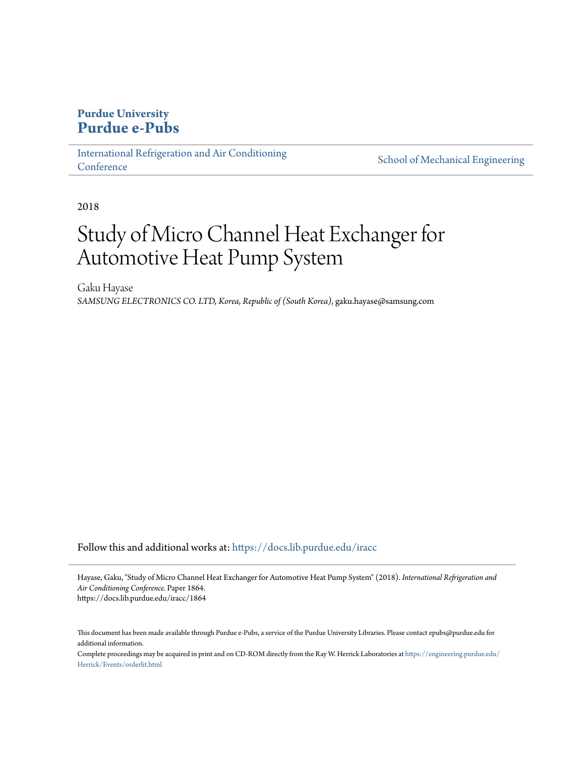**Purdue University**
**Purdue e-Pubs**

International Refrigeration and Air Conditioning Conference | School of Mechanical Engineering

2018

# Study of Micro Channel Heat Exchanger for Automotive Heat Pump System

Gaku Hayase
*SAMSUNG ELECTRONICS CO. LTD, Korea, Republic of (South Korea)*, gaku.hayase@samsung.com

Follow this and additional works at: https://docs.lib.purdue.edu/iracc

Hayase, Gaku, "Study of Micro Channel Heat Exchanger for Automotive Heat Pump System" (2018). *International Refrigeration and Air Conditioning Conference*. Paper 1864.
https://docs.lib.purdue.edu/iracc/1864

This document has been made available through Purdue e-Pubs, a service of the Purdue University Libraries. Please contact epubs@purdue.edu for additional information.
Complete proceedings may be acquired in print and on CD-ROM directly from the Ray W. Herrick Laboratories at https://engineering.purdue.edu/Herrick/Events/orderlit.html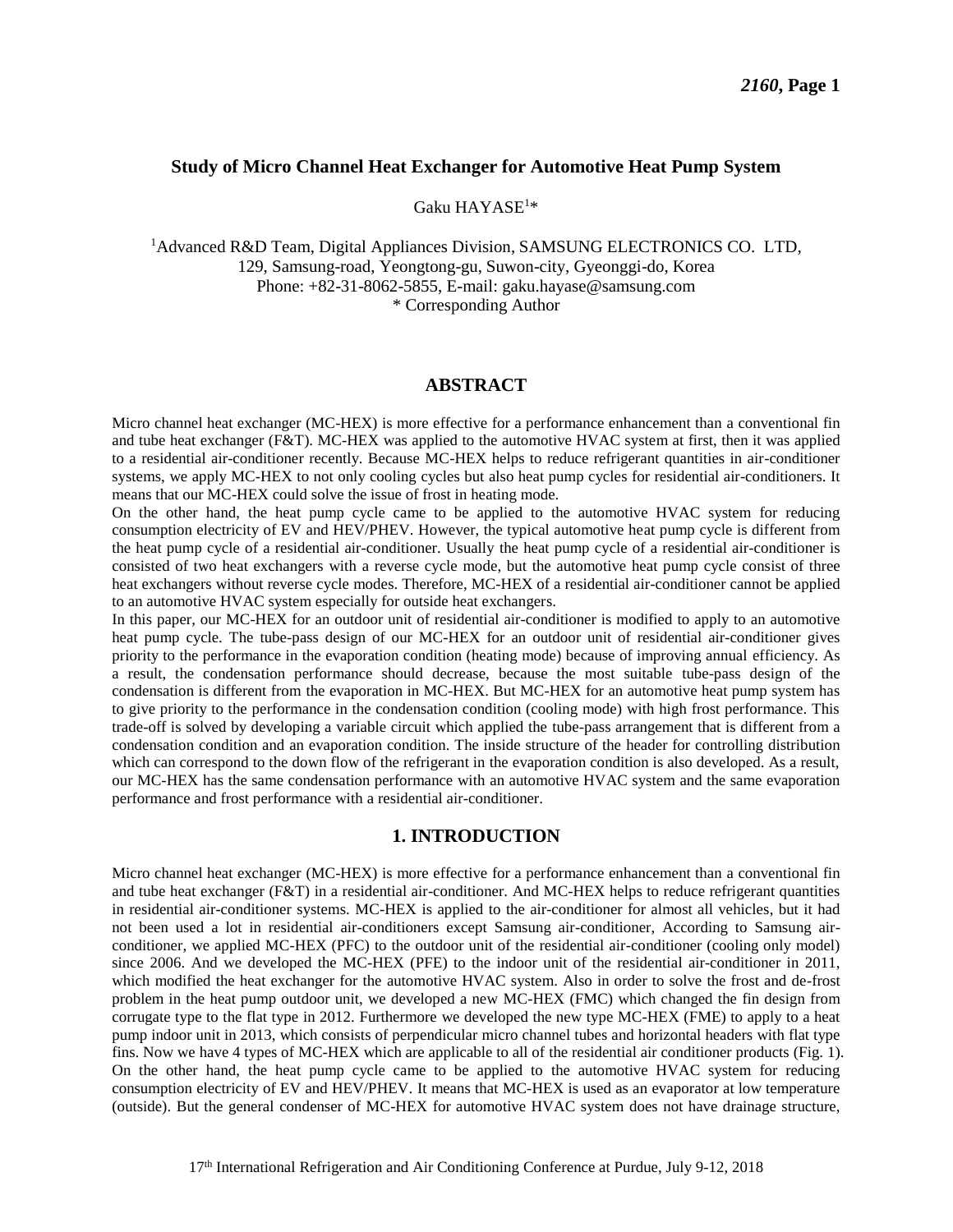**Study of Micro Channel Heat Exchanger for Automotive Heat Pump System**

Gaku HAYASE[1]*

[1]Advanced R&D Team, Digital Appliances Division, SAMSUNG ELECTRONICS CO. LTD,
129, Samsung-road, Yeongtong-gu, Suwon-city, Gyeonggi-do, Korea
Phone: +82-31-8062-5855, E-mail: gaku.hayase@samsung.com
* Corresponding Author

## ABSTRACT

Micro channel heat exchanger (MC-HEX) is more effective for a performance enhancement than a conventional fin and tube heat exchanger (F&T). MC-HEX was applied to the automotive HVAC system at first, then it was applied to a residential air-conditioner recently. Because MC-HEX helps to reduce refrigerant quantities in air-conditioner systems, we apply MC-HEX to not only cooling cycles but also heat pump cycles for residential air-conditioners. It means that our MC-HEX could solve the issue of frost in heating mode.

On the other hand, the heat pump cycle came to be applied to the automotive HVAC system for reducing consumption electricity of EV and HEV/PHEV. However, the typical automotive heat pump cycle is different from the heat pump cycle of a residential air-conditioner. Usually the heat pump cycle of a residential air-conditioner is consisted of two heat exchangers with a reverse cycle mode, but the automotive heat pump cycle consist of three heat exchangers without reverse cycle modes. Therefore, MC-HEX of a residential air-conditioner cannot be applied to an automotive HVAC system especially for outside heat exchangers.

In this paper, our MC-HEX for an outdoor unit of residential air-conditioner is modified to apply to an automotive heat pump cycle. The tube-pass design of our MC-HEX for an outdoor unit of residential air-conditioner gives priority to the performance in the evaporation condition (heating mode) because of improving annual efficiency. As a result, the condensation performance should decrease, because the most suitable tube-pass design of the condensation is different from the evaporation in MC-HEX. But MC-HEX for an automotive heat pump system has to give priority to the performance in the condensation condition (cooling mode) with high frost performance. This trade-off is solved by developing a variable circuit which applied the tube-pass arrangement that is different from a condensation condition and an evaporation condition. The inside structure of the header for controlling distribution which can correspond to the down flow of the refrigerant in the evaporation condition is also developed. As a result, our MC-HEX has the same condensation performance with an automotive HVAC system and the same evaporation performance and frost performance with a residential air-conditioner.

## 1. INTRODUCTION

Micro channel heat exchanger (MC-HEX) is more effective for a performance enhancement than a conventional fin and tube heat exchanger (F&T) in a residential air-conditioner. And MC-HEX helps to reduce refrigerant quantities in residential air-conditioner systems. MC-HEX is applied to the air-conditioner for almost all vehicles, but it had not been used a lot in residential air-conditioners except Samsung air-conditioner, According to Samsung air-conditioner, we applied MC-HEX (PFC) to the outdoor unit of the residential air-conditioner (cooling only model) since 2006. And we developed the MC-HEX (PFE) to the indoor unit of the residential air-conditioner in 2011, which modified the heat exchanger for the automotive HVAC system. Also in order to solve the frost and de-frost problem in the heat pump outdoor unit, we developed a new MC-HEX (FMC) which changed the fin design from corrugate type to the flat type in 2012. Furthermore we developed the new type MC-HEX (FME) to apply to a heat pump indoor unit in 2013, which consists of perpendicular micro channel tubes and horizontal headers with flat type fins. Now we have 4 types of MC-HEX which are applicable to all of the residential air conditioner products (Fig. 1). On the other hand, the heat pump cycle came to be applied to the automotive HVAC system for reducing consumption electricity of EV and HEV/PHEV. It means that MC-HEX is used as an evaporator at low temperature (outside). But the general condenser of MC-HEX for automotive HVAC system does not have drainage structure,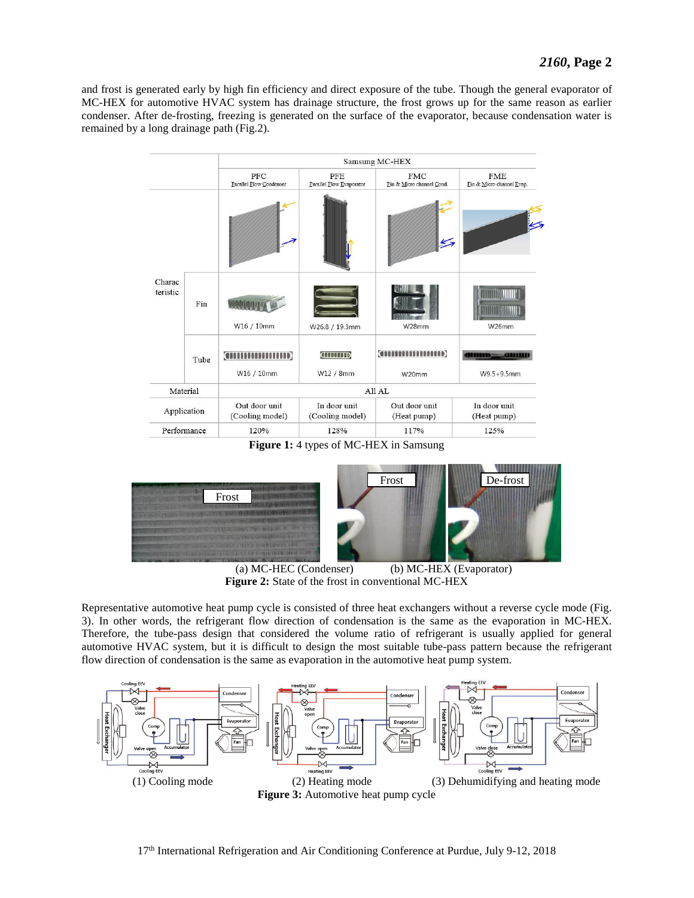and frost is generated early by high fin efficiency and direct exposure of the tube. Though the general evaporator of MC-HEX for automotive HVAC system has drainage structure, the frost grows up for the same reason as earlier condenser. After de-frosting, freezing is generated on the surface of the evaporator, because condensation water is remained by a long drainage path (Fig.2).

| | | Samsung MC-HEX | | | |
|---|---|---|---|---|---|
| | | PFC Parallel Flow Condenser | PFE Parallel Flow Evaporator | FMC Fin & Micro channel Cond. | FME Fin & Micro channel Evap. |
| Characteristic | | | | | |
| | Fin | W16 / 10mm | W26.8 / 19.3mm | W28mm | W26mm |
| | Tube | W16 / 10mm | W12 / 8mm | W20mm | W9.5+9.5mm |
| Material | | All AL | | | |
| Application | | Out door unit (Cooling model) | In door unit (Cooling model) | Out door unit (Heat pump) | In door unit (Heat pump) |
| Performance | | 120% | 128% | 117% | 125% |

**Figure 1:** 4 types of MC-HEX in Samsung

(a) MC-HEC (Condenser) (b) MC-HEX (Evaporator)

**Figure 2:** State of the frost in conventional MC-HEX

Representative automotive heat pump cycle is consisted of three heat exchangers without a reverse cycle mode (Fig. 3). In other words, the refrigerant flow direction of condensation is the same as the evaporation in MC-HEX. Therefore, the tube-pass design that considered the volume ratio of refrigerant is usually applied for general automotive HVAC system, but it is difficult to design the most suitable tube-pass pattern because the refrigerant flow direction of condensation is the same as evaporation in the automotive heat pump system.

(1) Cooling mode (2) Heating mode (3) Dehumidifying and heating mode

**Figure 3:** Automotive heat pump cycle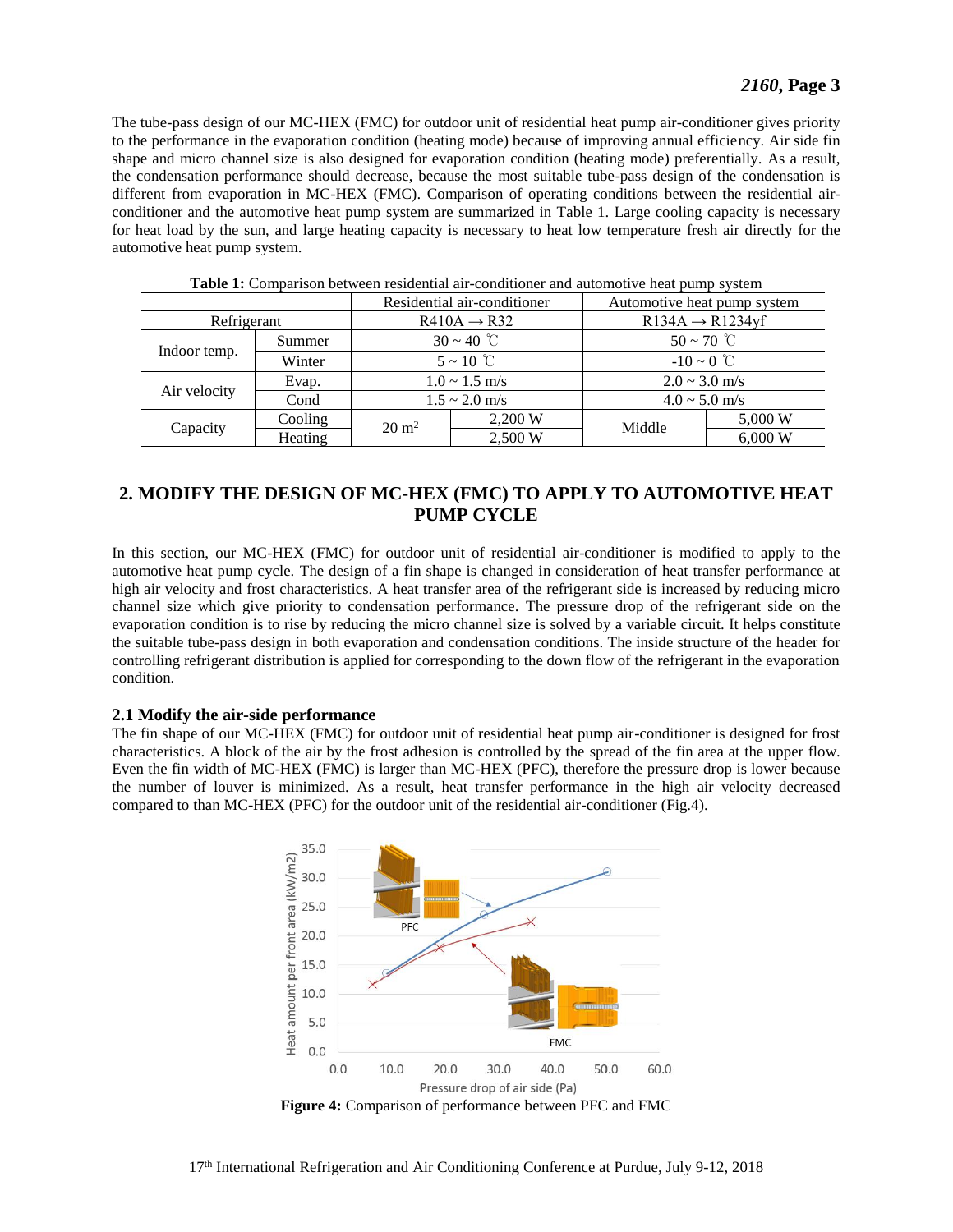The tube-pass design of our MC-HEX (FMC) for outdoor unit of residential heat pump air-conditioner gives priority to the performance in the evaporation condition (heating mode) because of improving annual efficiency. Air side fin shape and micro channel size is also designed for evaporation condition (heating mode) preferentially. As a result, the condensation performance should decrease, because the most suitable tube-pass design of the condensation is different from evaporation in MC-HEX (FMC). Comparison of operating conditions between the residential air-conditioner and the automotive heat pump system are summarized in Table 1. Large cooling capacity is necessary for heat load by the sun, and large heating capacity is necessary to heat low temperature fresh air directly for the automotive heat pump system.

**Table 1:** Comparison between residential air-conditioner and automotive heat pump system

| | | Residential air-conditioner | | Automotive heat pump system | |
|---|---|---|---|---|---|
| Refrigerant | | R410A → R32 | | R134A → R1234yf | |
| Indoor temp. | Summer | 30 ~ 40 ℃ | | 50 ~ 70 ℃ | |
| | Winter | 5 ~ 10 ℃ | | -10 ~ 0 ℃ | |
| Air velocity | Evap. | 1.0 ~ 1.5 m/s | | 2.0 ~ 3.0 m/s | |
| | Cond | 1.5 ~ 2.0 m/s | | 4.0 ~ 5.0 m/s | |
| Capacity | Cooling | 20 $m^2$ | 2,200 W | Middle | 5,000 W |
| | Heating | | 2,500 W | | 6,000 W |

## 2. MODIFY THE DESIGN OF MC-HEX (FMC) TO APPLY TO AUTOMOTIVE HEAT PUMP CYCLE

In this section, our MC-HEX (FMC) for outdoor unit of residential air-conditioner is modified to apply to the automotive heat pump cycle. The design of a fin shape is changed in consideration of heat transfer performance at high air velocity and frost characteristics. A heat transfer area of the refrigerant side is increased by reducing micro channel size which give priority to condensation performance. The pressure drop of the refrigerant side on the evaporation condition is to rise by reducing the micro channel size is solved by a variable circuit. It helps constitute the suitable tube-pass design in both evaporation and condensation conditions. The inside structure of the header for controlling refrigerant distribution is applied for corresponding to the down flow of the refrigerant in the evaporation condition.

### 2.1 Modify the air-side performance

The fin shape of our MC-HEX (FMC) for outdoor unit of residential heat pump air-conditioner is designed for frost characteristics. A block of the air by the frost adhesion is controlled by the spread of the fin area at the upper flow. Even the fin width of MC-HEX (FMC) is larger than MC-HEX (PFC), therefore the pressure drop is lower because the number of louver is minimized. As a result, heat transfer performance in the high air velocity decreased compared to than MC-HEX (PFC) for the outdoor unit of the residential air-conditioner (Fig.4).

**Figure 4:** Comparison of performance between PFC and FMC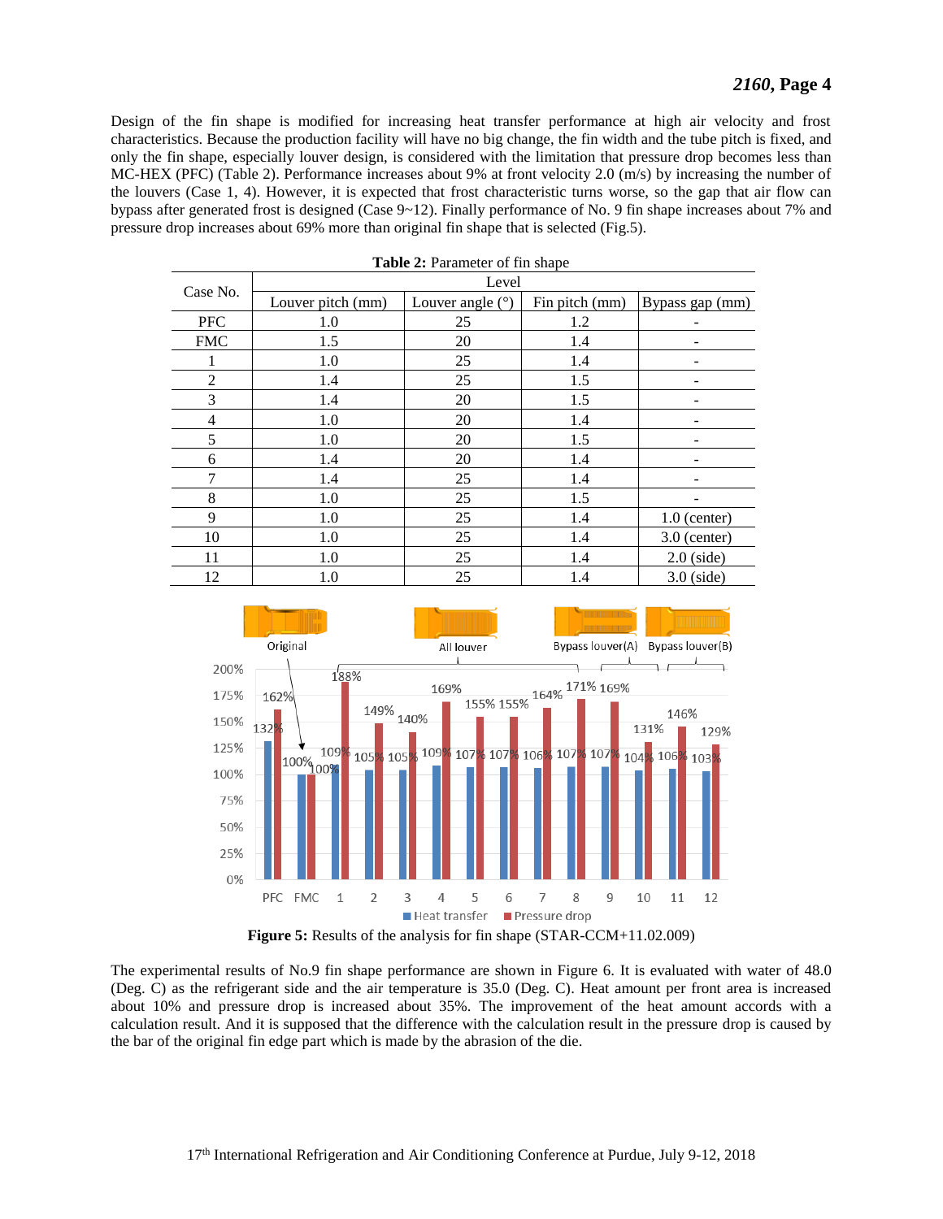Design of the fin shape is modified for increasing heat transfer performance at high air velocity and frost characteristics. Because the production facility will have no big change, the fin width and the tube pitch is fixed, and only the fin shape, especially louver design, is considered with the limitation that pressure drop becomes less than MC-HEX (PFC) (Table 2). Performance increases about 9% at front velocity 2.0 (m/s) by increasing the number of the louvers (Case 1, 4). However, it is expected that frost characteristic turns worse, so the gap that air flow can bypass after generated frost is designed (Case 9~12). Finally performance of No. 9 fin shape increases about 7% and pressure drop increases about 69% more than original fin shape that is selected (Fig.5).

**Table 2:** Parameter of fin shape

| Case No. | Level | | | |
|---|---|---|---|---|
| | Louver pitch (mm) | Louver angle (°) | Fin pitch (mm) | Bypass gap (mm) |
| PFC | 1.0 | 25 | 1.2 | - |
| FMC | 1.5 | 20 | 1.4 | - |
| 1 | 1.0 | 25 | 1.4 | - |
| 2 | 1.4 | 25 | 1.5 | - |
| 3 | 1.4 | 20 | 1.5 | - |
| 4 | 1.0 | 20 | 1.4 | - |
| 5 | 1.0 | 20 | 1.5 | - |
| 6 | 1.4 | 20 | 1.4 | - |
| 7 | 1.4 | 25 | 1.4 | - |
| 8 | 1.0 | 25 | 1.5 | - |
| 9 | 1.0 | 25 | 1.4 | 1.0 (center) |
| 10 | 1.0 | 25 | 1.4 | 3.0 (center) |
| 11 | 1.0 | 25 | 1.4 | 2.0 (side) |
| 12 | 1.0 | 25 | 1.4 | 3.0 (side) |

**Figure 5:** Results of the analysis for fin shape (STAR-CCM+11.02.009)

The experimental results of No.9 fin shape performance are shown in Figure 6. It is evaluated with water of 48.0 (Deg. C) as the refrigerant side and the air temperature is 35.0 (Deg. C). Heat amount per front area is increased about 10% and pressure drop is increased about 35%. The improvement of the heat amount accords with a calculation result. And it is supposed that the difference with the calculation result in the pressure drop is caused by the bar of the original fin edge part which is made by the abrasion of the die.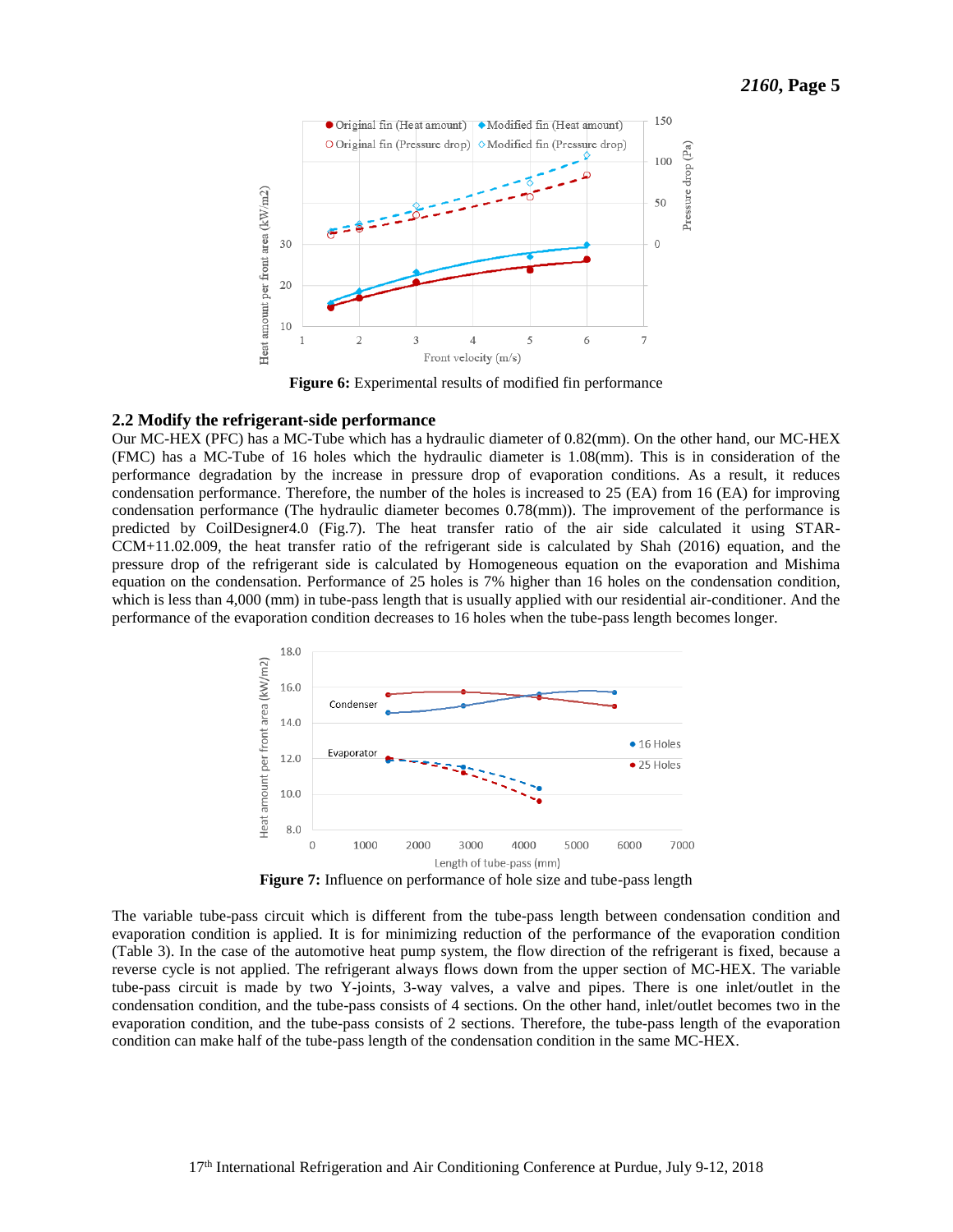Figure 6: Experimental results of modified fin performance

### 2.2 Modify the refrigerant-side performance

Our MC-HEX (PFC) has a MC-Tube which has a hydraulic diameter of 0.82(mm). On the other hand, our MC-HEX (FMC) has a MC-Tube of 16 holes which the hydraulic diameter is 1.08(mm). This is in consideration of the performance degradation by the increase in pressure drop of evaporation conditions. As a result, it reduces condensation performance. Therefore, the number of the holes is increased to 25 (EA) from 16 (EA) for improving condensation performance (The hydraulic diameter becomes 0.78(mm)). The improvement of the performance is predicted by CoilDesigner4.0 (Fig.7). The heat transfer ratio of the air side calculated it using STAR-CCM+11.02.009, the heat transfer ratio of the refrigerant side is calculated by Shah (2016) equation, and the pressure drop of the refrigerant side is calculated by Homogeneous equation on the evaporation and Mishima equation on the condensation. Performance of 25 holes is 7% higher than 16 holes on the condensation condition, which is less than 4,000 (mm) in tube-pass length that is usually applied with our residential air-conditioner. And the performance of the evaporation condition decreases to 16 holes when the tube-pass length becomes longer.

Figure 7: Influence on performance of hole size and tube-pass length

The variable tube-pass circuit which is different from the tube-pass length between condensation condition and evaporation condition is applied. It is for minimizing reduction of the performance of the evaporation condition (Table 3). In the case of the automotive heat pump system, the flow direction of the refrigerant is fixed, because a reverse cycle is not applied. The refrigerant always flows down from the upper section of MC-HEX. The variable tube-pass circuit is made by two Y-joints, 3-way valves, a valve and pipes. There is one inlet/outlet in the condensation condition, and the tube-pass consists of 4 sections. On the other hand, inlet/outlet becomes two in the evaporation condition, and the tube-pass consists of 2 sections. Therefore, the tube-pass length of the evaporation condition can make half of the tube-pass length of the condensation condition in the same MC-HEX.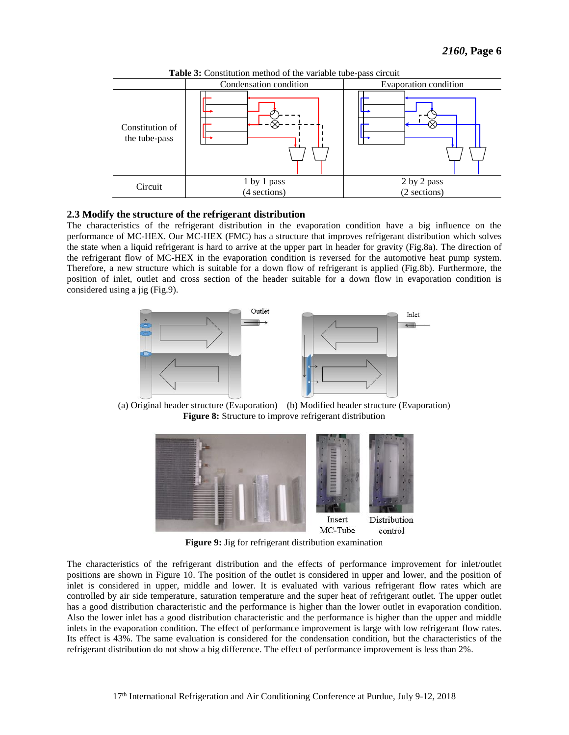**Table 3:** Constitution method of the variable tube-pass circuit

| | Condensation condition | Evaporation condition |
|---|---|---|
| Constitution of the tube-pass | | |
| Circuit | 1 by 1 pass (4 sections) | 2 by 2 pass (2 sections) |

### 2.3 Modify the structure of the refrigerant distribution

The characteristics of the refrigerant distribution in the evaporation condition have a big influence on the performance of MC-HEX. Our MC-HEX (FMC) has a structure that improves refrigerant distribution which solves the state when a liquid refrigerant is hard to arrive at the upper part in header for gravity (Fig.8a). The direction of the refrigerant flow of MC-HEX in the evaporation condition is reversed for the automotive heat pump system. Therefore, a new structure which is suitable for a down flow of refrigerant is applied (Fig.8b). Furthermore, the position of inlet, outlet and cross section of the header suitable for a down flow in evaporation condition is considered using a jig (Fig.9).

(a) Original header structure (Evaporation) (b) Modified header structure (Evaporation)

**Figure 8:** Structure to improve refrigerant distribution

Insert MC-Tube Distribution control

**Figure 9:** Jig for refrigerant distribution examination

The characteristics of the refrigerant distribution and the effects of performance improvement for inlet/outlet positions are shown in Figure 10. The position of the outlet is considered in upper and lower, and the position of inlet is considered in upper, middle and lower. It is evaluated with various refrigerant flow rates which are controlled by air side temperature, saturation temperature and the super heat of refrigerant outlet. The upper outlet has a good distribution characteristic and the performance is higher than the lower outlet in evaporation condition. Also the lower inlet has a good distribution characteristic and the performance is higher than the upper and middle inlets in the evaporation condition. The effect of performance improvement is large with low refrigerant flow rates. Its effect is 43%. The same evaluation is considered for the condensation condition, but the characteristics of the refrigerant distribution do not show a big difference. The effect of performance improvement is less than 2%.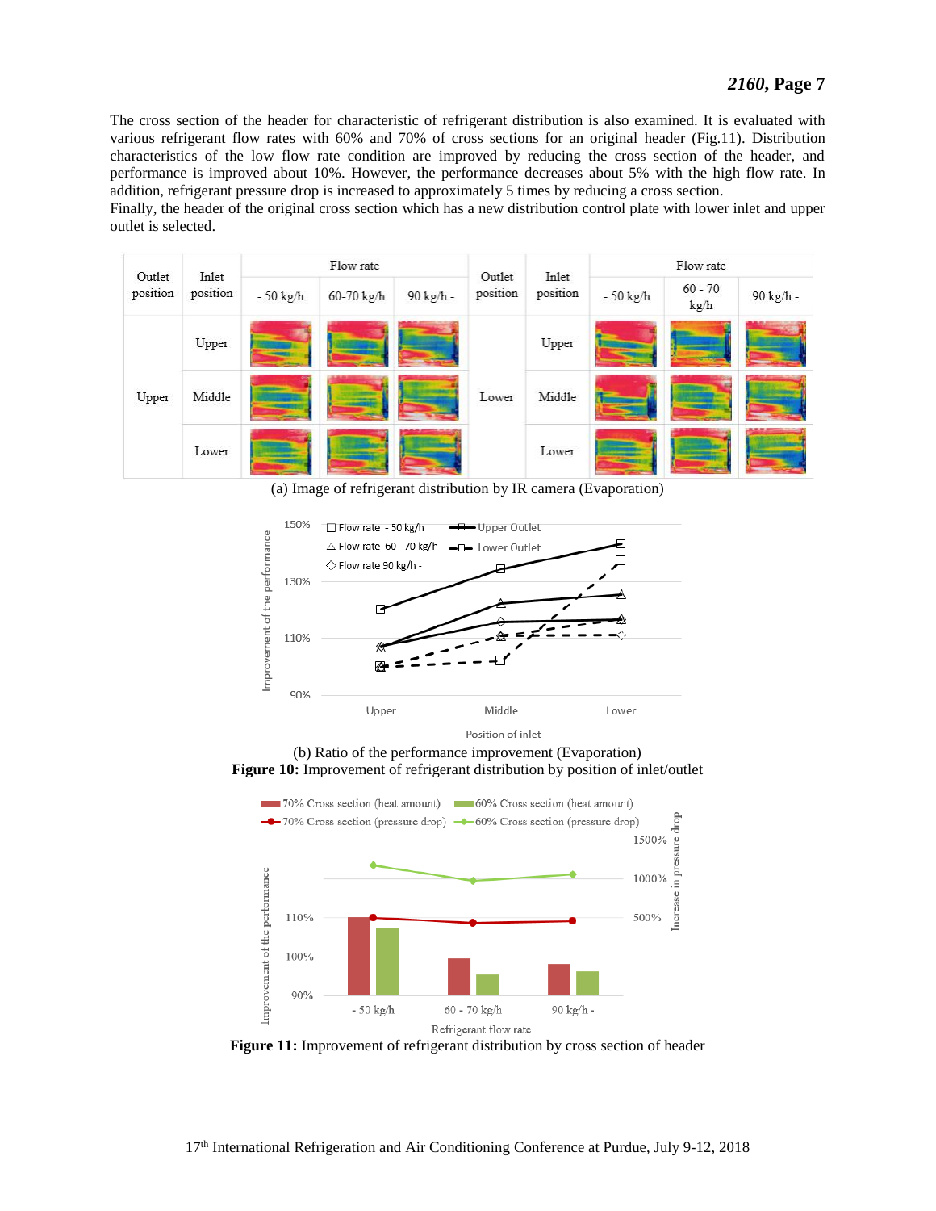The cross section of the header for characteristic of refrigerant distribution is also examined. It is evaluated with various refrigerant flow rates with 60% and 70% of cross sections for an original header (Fig.11). Distribution characteristics of the low flow rate condition are improved by reducing the cross section of the header, and performance is improved about 10%. However, the performance decreases about 5% with the high flow rate. In addition, refrigerant pressure drop is increased to approximately 5 times by reducing a cross section.

Finally, the header of the original cross section which has a new distribution control plate with lower inlet and upper outlet is selected.

(a) Image of refrigerant distribution by IR camera (Evaporation)

(b) Ratio of the performance improvement (Evaporation)

**Figure 10:** Improvement of refrigerant distribution by position of inlet/outlet

**Figure 11:** Improvement of refrigerant distribution by cross section of header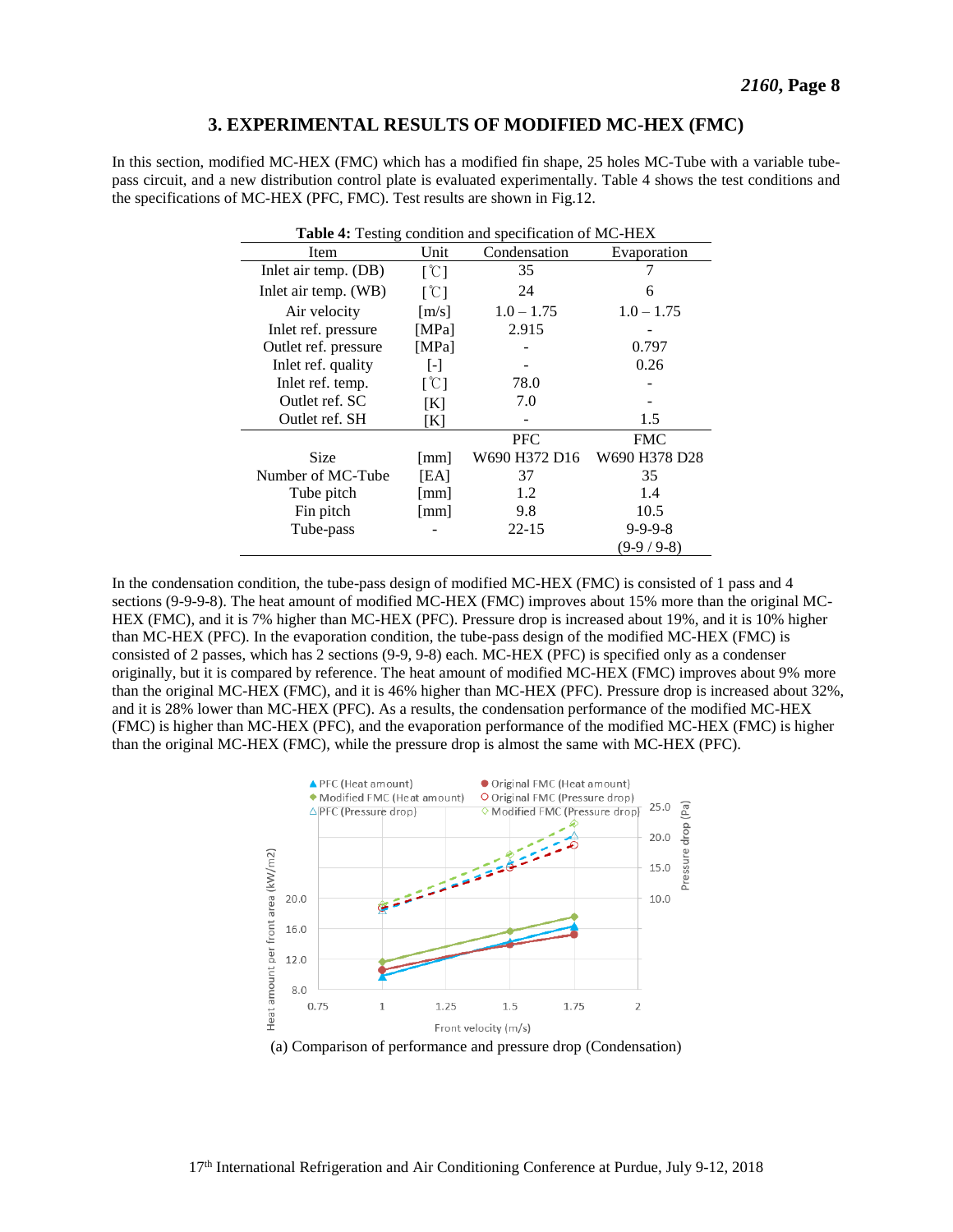## 3. EXPERIMENTAL RESULTS OF MODIFIED MC-HEX (FMC)

In this section, modified MC-HEX (FMC) which has a modified fin shape, 25 holes MC-Tube with a variable tube-pass circuit, and a new distribution control plate is evaluated experimentally. Table 4 shows the test conditions and the specifications of MC-HEX (PFC, FMC). Test results are shown in Fig.12.

**Table 4:** Testing condition and specification of MC-HEX

| Item | Unit | Condensation | Evaporation |
|---|---|---|---|
| Inlet air temp. (DB) | [℃] | 35 | 7 |
| Inlet air temp. (WB) | [℃] | 24 | 6 |
| Air velocity | [m/s] | 1.0 – 1.75 | 1.0 – 1.75 |
| Inlet ref. pressure | [MPa] | 2.915 | - |
| Outlet ref. pressure | [MPa] | - | 0.797 |
| Inlet ref. quality | [-] | - | 0.26 |
| Inlet ref. temp. | [℃] | 78.0 | - |
| Outlet ref. SC | [K] | 7.0 | - |
| Outlet ref. SH | [K] | - | 1.5 |
| | | PFC | FMC |
| Size | [mm] | W690 H372 D16 | W690 H378 D28 |
| Number of MC-Tube | [EA] | 37 | 35 |
| Tube pitch | [mm] | 1.2 | 1.4 |
| Fin pitch | [mm] | 9.8 | 10.5 |
| Tube-pass | - | 22-15 | 9-9-9-8 (9-9 / 9-8) |

In the condensation condition, the tube-pass design of modified MC-HEX (FMC) is consisted of 1 pass and 4 sections (9-9-9-8). The heat amount of modified MC-HEX (FMC) improves about 15% more than the original MC-HEX (FMC), and it is 7% higher than MC-HEX (PFC). Pressure drop is increased about 19%, and it is 10% higher than MC-HEX (PFC). In the evaporation condition, the tube-pass design of the modified MC-HEX (FMC) is consisted of 2 passes, which has 2 sections (9-9, 9-8) each. MC-HEX (PFC) is specified only as a condenser originally, but it is compared by reference. The heat amount of modified MC-HEX (FMC) improves about 9% more than the original MC-HEX (FMC), and it is 46% higher than MC-HEX (PFC). Pressure drop is increased about 32%, and it is 28% lower than MC-HEX (PFC). As a results, the condensation performance of the modified MC-HEX (FMC) is higher than MC-HEX (PFC), and the evaporation performance of the modified MC-HEX (FMC) is higher than the original MC-HEX (FMC), while the pressure drop is almost the same with MC-HEX (PFC).

(a) Comparison of performance and pressure drop (Condensation)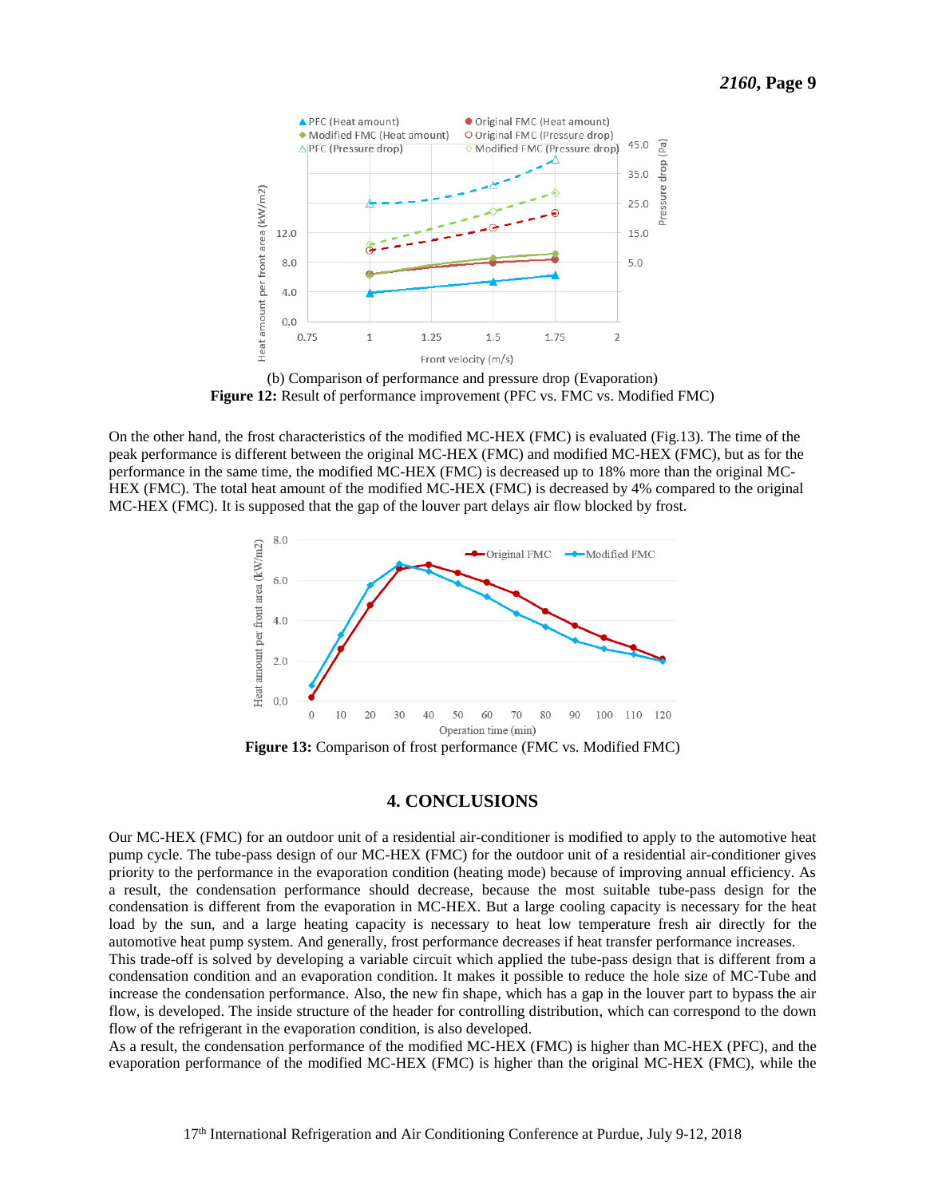(b) Comparison of performance and pressure drop (Evaporation)

**Figure 12:** Result of performance improvement (PFC vs. FMC vs. Modified FMC)

On the other hand, the frost characteristics of the modified MC-HEX (FMC) is evaluated (Fig.13). The time of the peak performance is different between the original MC-HEX (FMC) and modified MC-HEX (FMC), but as for the performance in the same time, the modified MC-HEX (FMC) is decreased up to 18% more than the original MC-HEX (FMC). The total heat amount of the modified MC-HEX (FMC) is decreased by 4% compared to the original MC-HEX (FMC). It is supposed that the gap of the louver part delays air flow blocked by frost.

**Figure 13:** Comparison of frost performance (FMC vs. Modified FMC)

## 4. CONCLUSIONS

Our MC-HEX (FMC) for an outdoor unit of a residential air-conditioner is modified to apply to the automotive heat pump cycle. The tube-pass design of our MC-HEX (FMC) for the outdoor unit of a residential air-conditioner gives priority to the performance in the evaporation condition (heating mode) because of improving annual efficiency. As a result, the condensation performance should decrease, because the most suitable tube-pass design for the condensation is different from the evaporation in MC-HEX. But a large cooling capacity is necessary for the heat load by the sun, and a large heating capacity is necessary to heat low temperature fresh air directly for the automotive heat pump system. And generally, frost performance decreases if heat transfer performance increases.

This trade-off is solved by developing a variable circuit which applied the tube-pass design that is different from a condensation condition and an evaporation condition. It makes it possible to reduce the hole size of MC-Tube and increase the condensation performance. Also, the new fin shape, which has a gap in the louver part to bypass the air flow, is developed. The inside structure of the header for controlling distribution, which can correspond to the down flow of the refrigerant in the evaporation condition, is also developed.

As a result, the condensation performance of the modified MC-HEX (FMC) is higher than MC-HEX (PFC), and the evaporation performance of the modified MC-HEX (FMC) is higher than the original MC-HEX (FMC), while the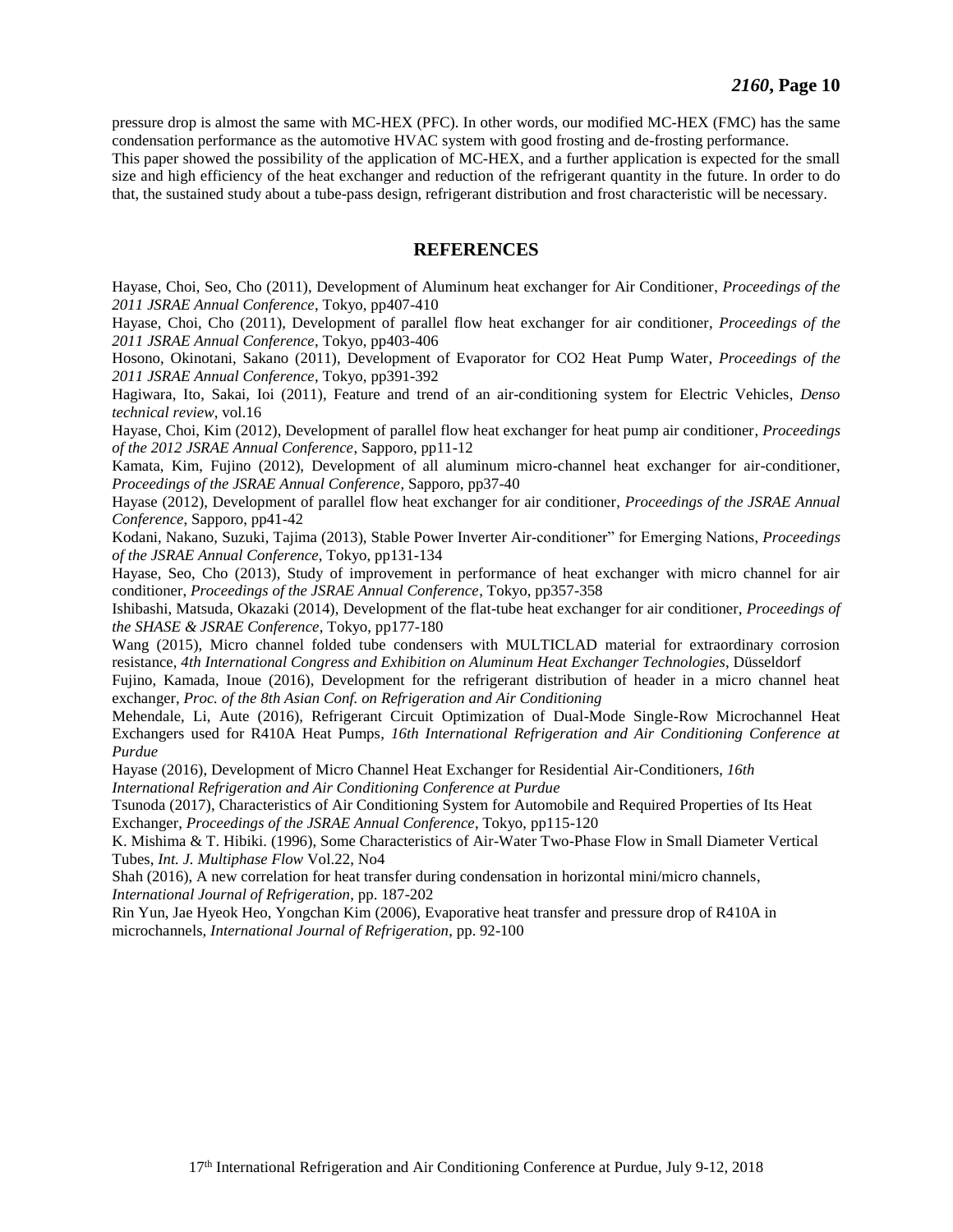pressure drop is almost the same with MC-HEX (PFC). In other words, our modified MC-HEX (FMC) has the same condensation performance as the automotive HVAC system with good frosting and de-frosting performance.
This paper showed the possibility of the application of MC-HEX, and a further application is expected for the small size and high efficiency of the heat exchanger and reduction of the refrigerant quantity in the future. In order to do that, the sustained study about a tube-pass design, refrigerant distribution and frost characteristic will be necessary.

## REFERENCES

Hayase, Choi, Seo, Cho (2011), Development of Aluminum heat exchanger for Air Conditioner, *Proceedings of the 2011 JSRAE Annual Conference*, Tokyo, pp407-410

Hayase, Choi, Cho (2011), Development of parallel flow heat exchanger for air conditioner, *Proceedings of the 2011 JSRAE Annual Conference*, Tokyo, pp403-406

Hosono, Okinotani, Sakano (2011), Development of Evaporator for CO2 Heat Pump Water, *Proceedings of the 2011 JSRAE Annual Conference*, Tokyo, pp391-392

Hagiwara, Ito, Sakai, Ioi (2011), Feature and trend of an air-conditioning system for Electric Vehicles, *Denso technical review*, vol.16

Hayase, Choi, Kim (2012), Development of parallel flow heat exchanger for heat pump air conditioner, *Proceedings of the 2012 JSRAE Annual Conference*, Sapporo, pp11-12

Kamata, Kim, Fujino (2012), Development of all aluminum micro-channel heat exchanger for air-conditioner, *Proceedings of the JSRAE Annual Conference*, Sapporo, pp37-40

Hayase (2012), Development of parallel flow heat exchanger for air conditioner, *Proceedings of the JSRAE Annual Conference*, Sapporo, pp41-42

Kodani, Nakano, Suzuki, Tajima (2013), Stable Power Inverter Air-conditioner" for Emerging Nations, *Proceedings of the JSRAE Annual Conference*, Tokyo, pp131-134

Hayase, Seo, Cho (2013), Study of improvement in performance of heat exchanger with micro channel for air conditioner, *Proceedings of the JSRAE Annual Conference*, Tokyo, pp357-358

Ishibashi, Matsuda, Okazaki (2014), Development of the flat-tube heat exchanger for air conditioner, *Proceedings of the SHASE & JSRAE Conference*, Tokyo, pp177-180

Wang (2015), Micro channel folded tube condensers with MULTICLAD material for extraordinary corrosion resistance, *4th International Congress and Exhibition on Aluminum Heat Exchanger Technologies*, Düsseldorf

Fujino, Kamada, Inoue (2016), Development for the refrigerant distribution of header in a micro channel heat exchanger, *Proc. of the 8th Asian Conf. on Refrigeration and Air Conditioning*

Mehendale, Li, Aute (2016), Refrigerant Circuit Optimization of Dual-Mode Single-Row Microchannel Heat Exchangers used for R410A Heat Pumps, *16th International Refrigeration and Air Conditioning Conference at Purdue*

Hayase (2016), Development of Micro Channel Heat Exchanger for Residential Air-Conditioners, *16th International Refrigeration and Air Conditioning Conference at Purdue*

Tsunoda (2017), Characteristics of Air Conditioning System for Automobile and Required Properties of Its Heat Exchanger, *Proceedings of the JSRAE Annual Conference*, Tokyo, pp115-120

K. Mishima & T. Hibiki. (1996), Some Characteristics of Air-Water Two-Phase Flow in Small Diameter Vertical Tubes, *Int. J. Multiphase Flow* Vol.22, No4

Shah (2016), A new correlation for heat transfer during condensation in horizontal mini/micro channels, *International Journal of Refrigeration*, pp. 187-202

Rin Yun, Jae Hyeok Heo, Yongchan Kim (2006), Evaporative heat transfer and pressure drop of R410A in microchannels, *International Journal of Refrigeration*, pp. 92-100